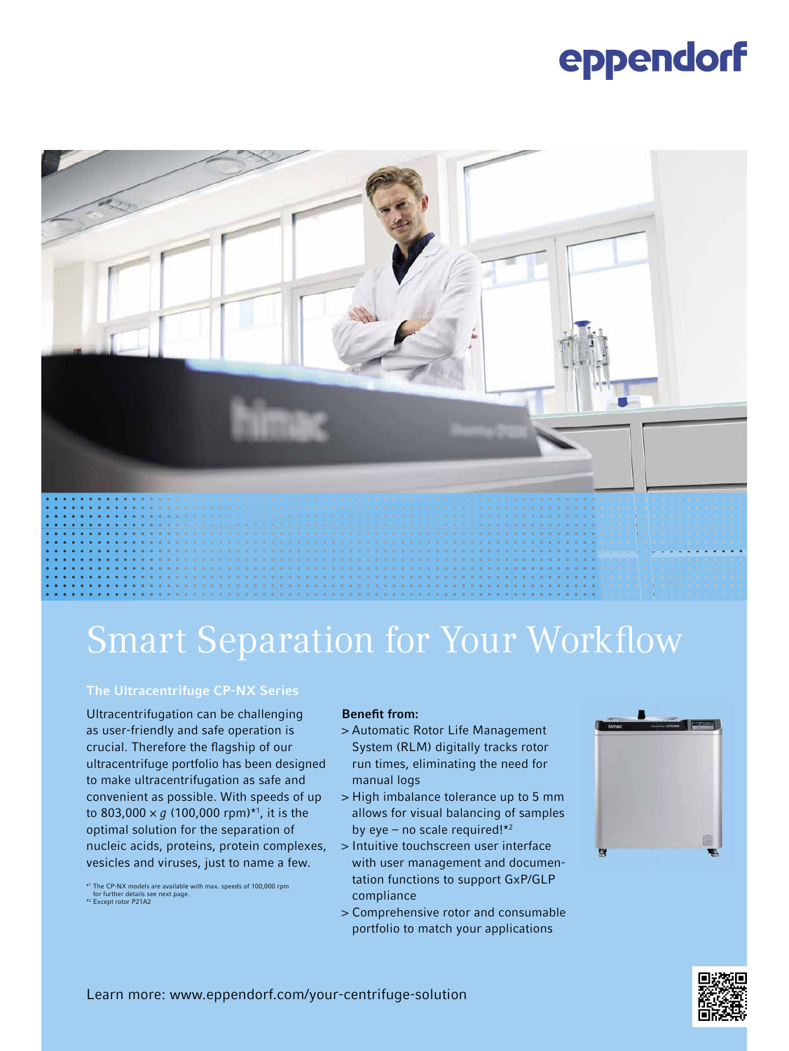eppendorf

# Smart Separation for Your Workflow

## The Ultracentrifuge CP-NX Series

Ultracentrifugation can be challenging as user-friendly and safe operation is crucial. Therefore the flagship of our ultracentrifuge portfolio has been designed to make ultracentrifugation as safe and convenient as possible. With speeds of up to 803,000 × $g$ (100,000 rpm)*[1], it is the optimal solution for the separation of nucleic acids, proteins, protein complexes, vesicles and viruses, just to name a few.

*[1] The CP-NX models are available with max. speeds of 100,000 rpm for further details see next page.
*[2] Except rotor P21A2

**Benefit from:**

> Automatic Rotor Life Management System (RLM) digitally tracks rotor run times, eliminating the need for manual logs
> High imbalance tolerance up to 5 mm allows for visual balancing of samples by eye – no scale required!*[2]
> Intuitive touchscreen user interface with user management and documentation functions to support GxP/GLP compliance
> Comprehensive rotor and consumable portfolio to match your applications

Learn more: www.eppendorf.com/your-centrifuge-solution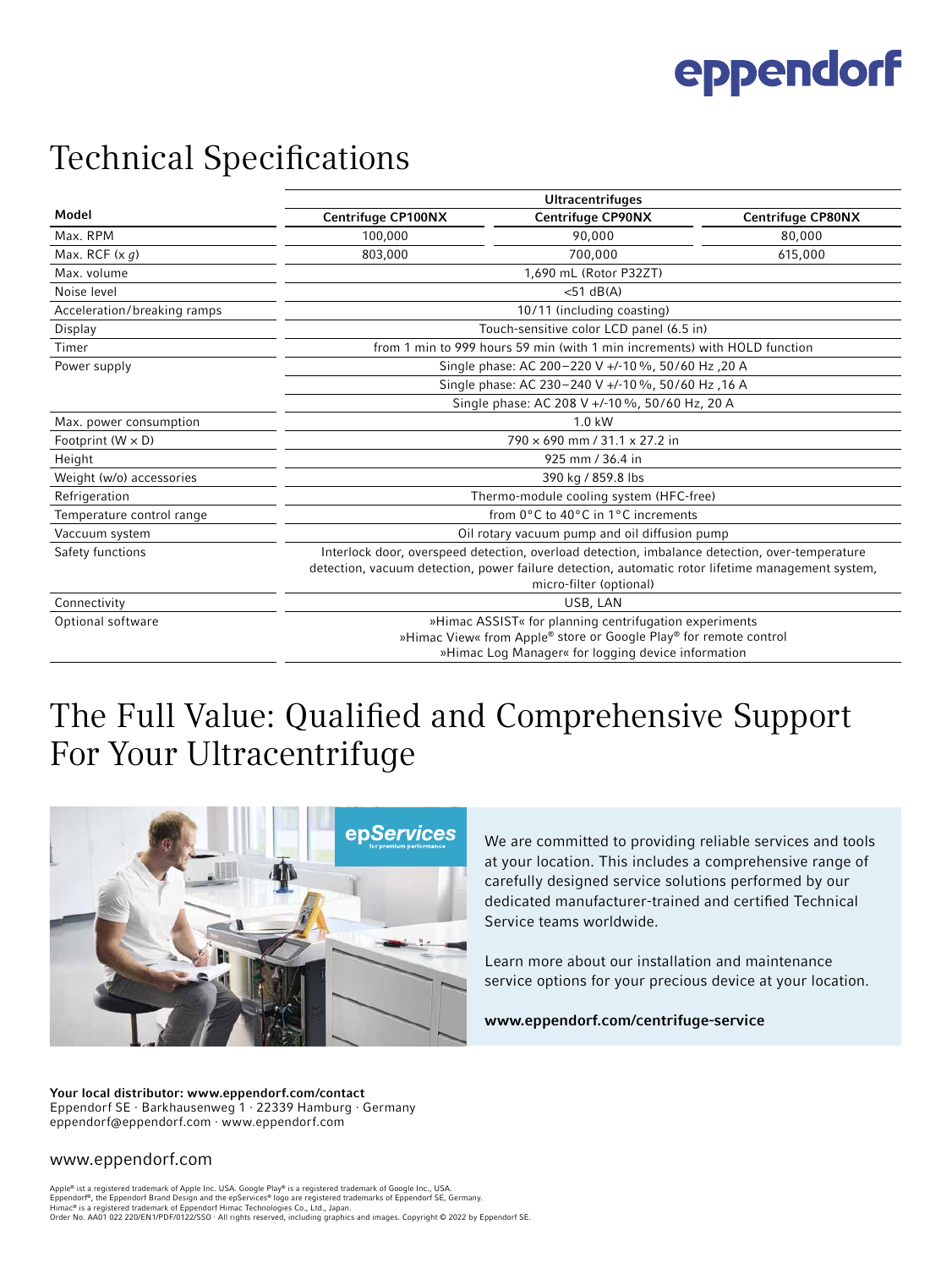# Technical Specifications

| Model | Ultracentrifuges | | |
|---|---|---|---|
| | Centrifuge CP100NX | Centrifuge CP90NX | Centrifuge CP80NX |
| Max. RPM | 100,000 | 90,000 | 80,000 |
| Max. RCF (x *g*) | 803,000 | 700,000 | 615,000 |
| Max. volume | 1,690 mL (Rotor P32ZT) | | |
| Noise level | <51 dB(A) | | |
| Acceleration/breaking ramps | 10/11 (including coasting) | | |
| Display | Touch-sensitive color LCD panel (6.5 in) | | |
| Timer | from 1 min to 999 hours 59 min (with 1 min increments) with HOLD function | | |
| Power supply | Single phase: AC 200–220 V +/-10 %, 50/60 Hz ,20 A | | |
| | Single phase: AC 230–240 V +/-10 %, 50/60 Hz ,16 A | | |
| | Single phase: AC 208 V +/-10 %, 50/60 Hz, 20 A | | |
| Max. power consumption | 1.0 kW | | |
| Footprint (W × D) | 790 × 690 mm / 31.1 x 27.2 in | | |
| Height | 925 mm / 36.4 in | | |
| Weight (w/o) accessories | 390 kg / 859.8 lbs | | |
| Refrigeration | Thermo-module cooling system (HFC-free) | | |
| Temperature control range | from 0°C to 40°C in 1°C increments | | |
| Vaccuum system | Oil rotary vacuum pump and oil diffusion pump | | |
| Safety functions | Interlock door, overspeed detection, overload detection, imbalance detection, over-temperature detection, vacuum detection, power failure detection, automatic rotor lifetime management system, micro-filter (optional) | | |
| Connectivity | USB, LAN | | |
| Optional software | »Himac ASSIST« for planning centrifugation experiments<br>»Himac View« from Apple® store or Google Play® for remote control<br>»Himac Log Manager« for logging device information | | |

# The Full Value: Qualified and Comprehensive Support For Your Ultracentrifuge

epServices for premium performance

We are committed to providing reliable services and tools at your location. This includes a comprehensive range of carefully designed service solutions performed by our dedicated manufacturer-trained and certified Technical Service teams worldwide.

Learn more about our installation and maintenance service options for your precious device at your location.

**www.eppendorf.com/centrifuge-service**

**Your local distributor: www.eppendorf.com/contact**
Eppendorf SE · Barkhausenweg 1 · 22339 Hamburg · Germany
eppendorf@eppendorf.com · www.eppendorf.com

www.eppendorf.com

Apple® ist a registered trademark of Apple Inc. USA. Google Play® is a registered trademark of Google Inc., USA.
Eppendorf®, the Eppendorf Brand Design and the epServices® logo are registered trademarks of Eppendorf SE, Germany.
Himac® is a registered trademark of Eppendorf Himac Technologies Co., Ltd., Japan.
Order No. AA01 022 220/EN1/PDF/0122/SSO · All rights reserved, including graphics and images. Copyright © 2022 by Eppendorf SE.